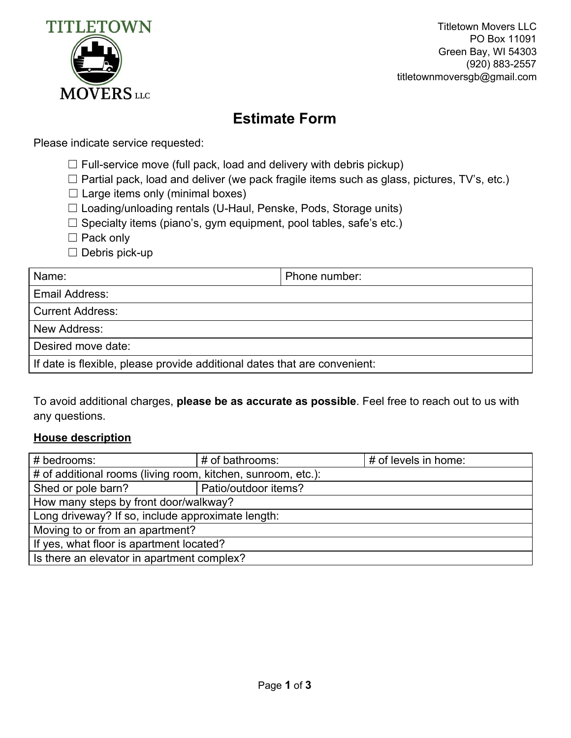Titletown Movers LLC
PO Box 11091
Green Bay, WI 54303
(920) 883-2557
titletownmoversgb@gmail.com

# Estimate Form

Please indicate service requested:

- ☐ Full-service move (full pack, load and delivery with debris pickup)
- ☐ Partial pack, load and deliver (we pack fragile items such as glass, pictures, TV's, etc.)
- ☐ Large items only (minimal boxes)
- ☐ Loading/unloading rentals (U-Haul, Penske, Pods, Storage units)
- ☐ Specialty items (piano's, gym equipment, pool tables, safe's etc.)
- ☐ Pack only
- ☐ Debris pick-up

| Name: | Phone number: |
|---|---|
| Email Address: | |
| Current Address: | |
| New Address: | |
| Desired move date: | |
| If date is flexible, please provide additional dates that are convenient: | |

To avoid additional charges, **please be as accurate as possible**. Feel free to reach out to us with any questions.

**House description**

| # bedrooms: | # of bathrooms: | # of levels in home: |
|---|---|---|
| # of additional rooms (living room, kitchen, sunroom, etc.): | | |
| Shed or pole barn? | Patio/outdoor items? | |
| How many steps by front door/walkway? | | |
| Long driveway? If so, include approximate length: | | |
| Moving to or from an apartment? | | |
| If yes, what floor is apartment located? | | |
| Is there an elevator in apartment complex? | | |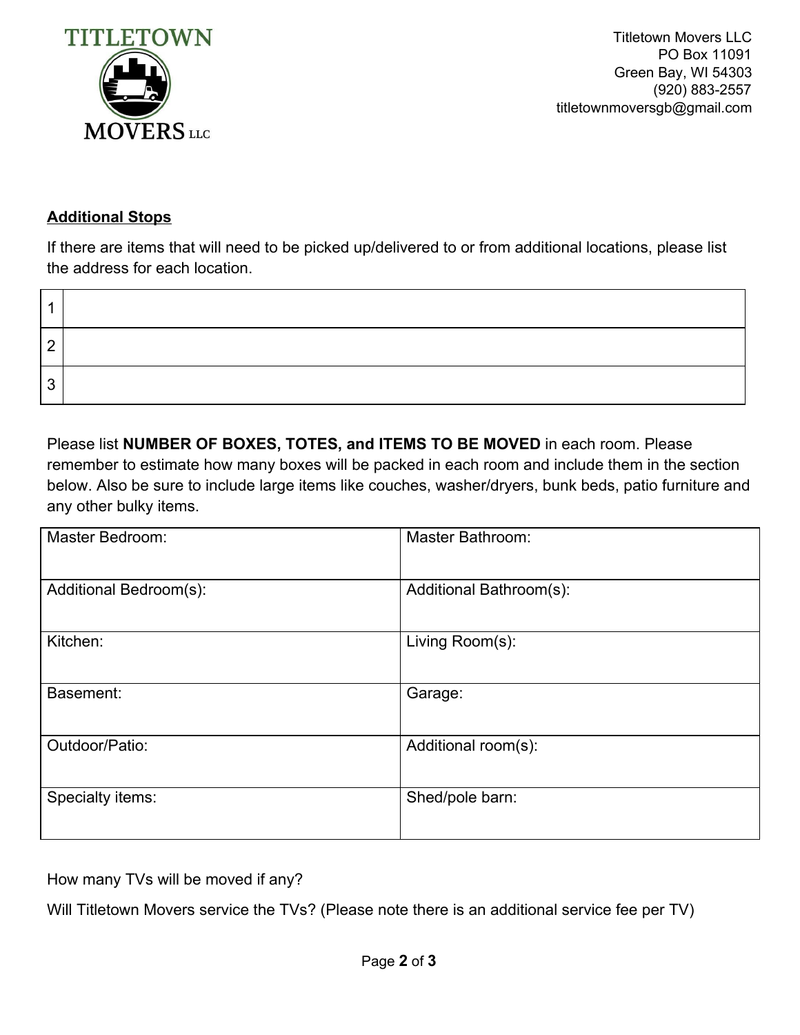**TITLETOWN MOVERS LLC**

Titletown Movers LLC
PO Box 11091
Green Bay, WI 54303
(920) 883-2557
titletownmoversgb@gmail.com

## Additional Stops

If there are items that will need to be picked up/delivered to or from additional locations, please list the address for each location.

| | |
|---|---|
| 1 | |
| 2 | |
| 3 | |

Please list **NUMBER OF BOXES, TOTES, and ITEMS TO BE MOVED** in each room. Please remember to estimate how many boxes will be packed in each room and include them in the section below. Also be sure to include large items like couches, washer/dryers, bunk beds, patio furniture and any other bulky items.

| | |
|---|---|
| Master Bedroom: | Master Bathroom: |
| Additional Bedroom(s): | Additional Bathroom(s): |
| Kitchen: | Living Room(s): |
| Basement: | Garage: |
| Outdoor/Patio: | Additional room(s): |
| Specialty items: | Shed/pole barn: |

How many TVs will be moved if any?

Will Titletown Movers service the TVs? (Please note there is an additional service fee per TV)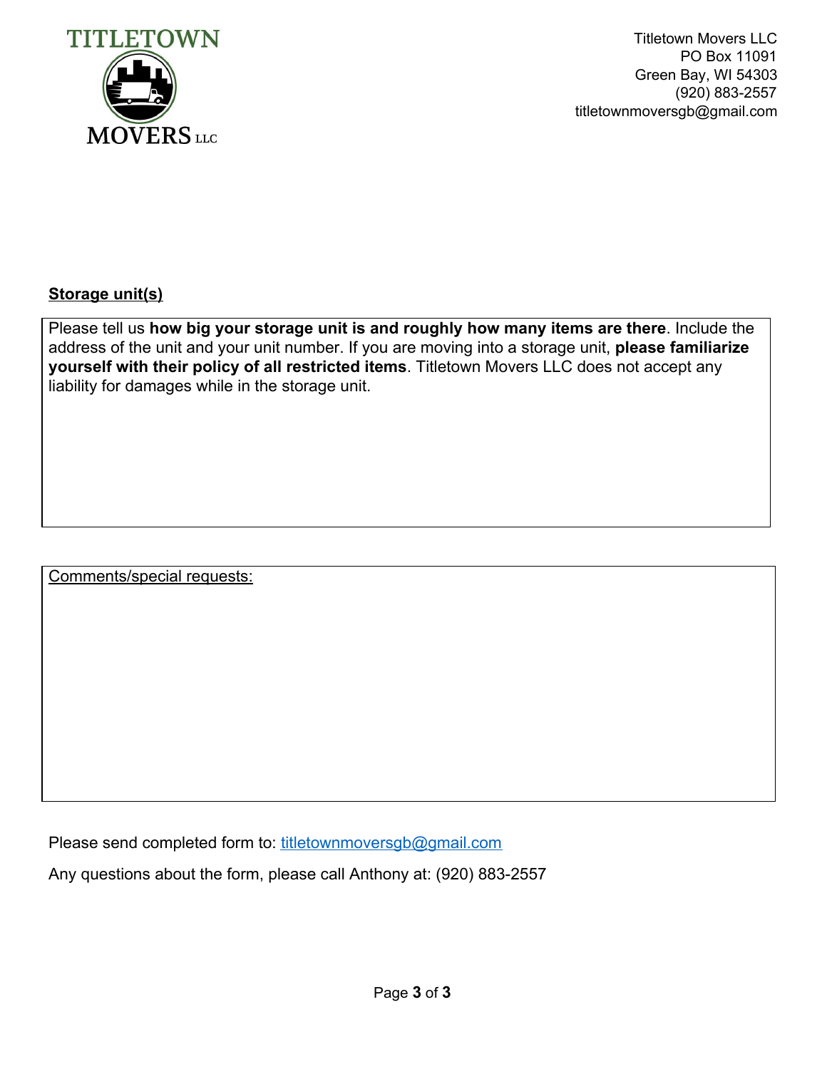TITLETOWN MOVERS LLC

Titletown Movers LLC
PO Box 11091
Green Bay, WI 54303
(920) 883-2557
titletownmoversgb@gmail.com

## Storage unit(s)

Please tell us **how big your storage unit is and roughly how many items are there**. Include the address of the unit and your unit number. If you are moving into a storage unit, **please familiarize yourself with their policy of all restricted items**. Titletown Movers LLC does not accept any liability for damages while in the storage unit.

Comments/special requests:

Please send completed form to: titletownmoversgb@gmail.com

Any questions about the form, please call Anthony at: (920) 883-2557